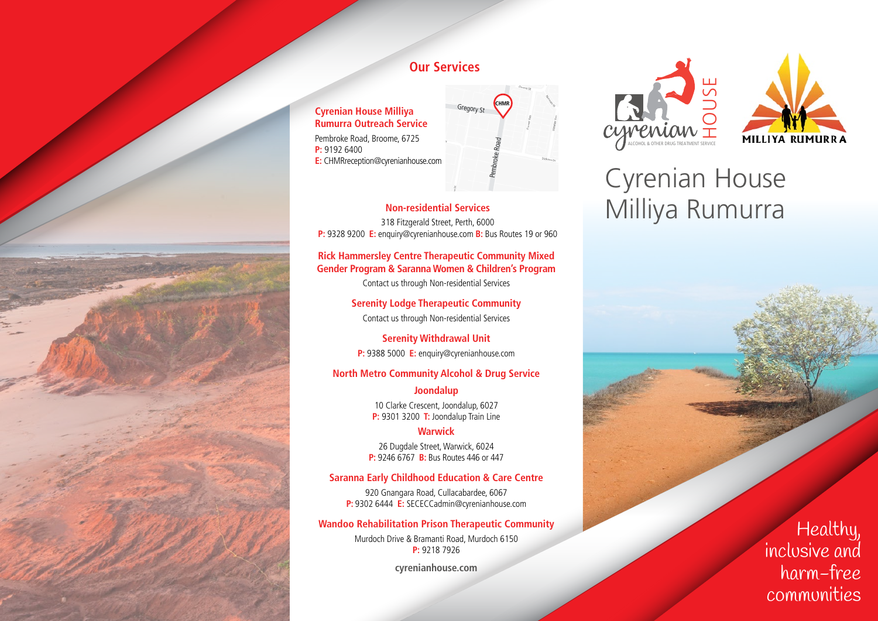## Our Services

### Cyrenian House Milliya Rumurra Outreach Service

Pembroke Road, Broome, 6725
**P:** 9192 6400
**E:** CHMRreception@cyrenianhouse.com

### Non-residential Services

318 Fitzgerald Street, Perth, 6000
**P:** 9328 9200 **E:** enquiry@cyrenianhouse.com **B:** Bus Routes 19 or 960

### Rick Hammersley Centre Therapeutic Community Mixed Gender Program & Saranna Women & Children's Program

Contact us through Non-residential Services

### Serenity Lodge Therapeutic Community

Contact us through Non-residential Services

### Serenity Withdrawal Unit

**P:** 9388 5000 **E:** enquiry@cyrenianhouse.com

### North Metro Community Alcohol & Drug Service

#### Joondalup

10 Clarke Crescent, Joondalup, 6027
**P:** 9301 3200 **T:** Joondalup Train Line

#### Warwick

26 Dugdale Street, Warwick, 6024
**P:** 9246 6767 **B:** Bus Routes 446 or 447

### Saranna Early Childhood Education & Care Centre

920 Gnangara Road, Cullacabardee, 6067
**P:** 9302 6444 **E:** SECECCadmin@cyrenianhouse.com

### Wandoo Rehabilitation Prison Therapeutic Community

Murdoch Drive & Bramanti Road, Murdoch 6150
**P:** 9218 7926

**cyrenianhouse.com**

cyrenian HOUSE
ALCOHOL & OTHER DRUG TREATMENT SERVICE

MILLIYA RUMURRA

# Cyrenian House Milliya Rumurra

Healthy, inclusive and harm-free communities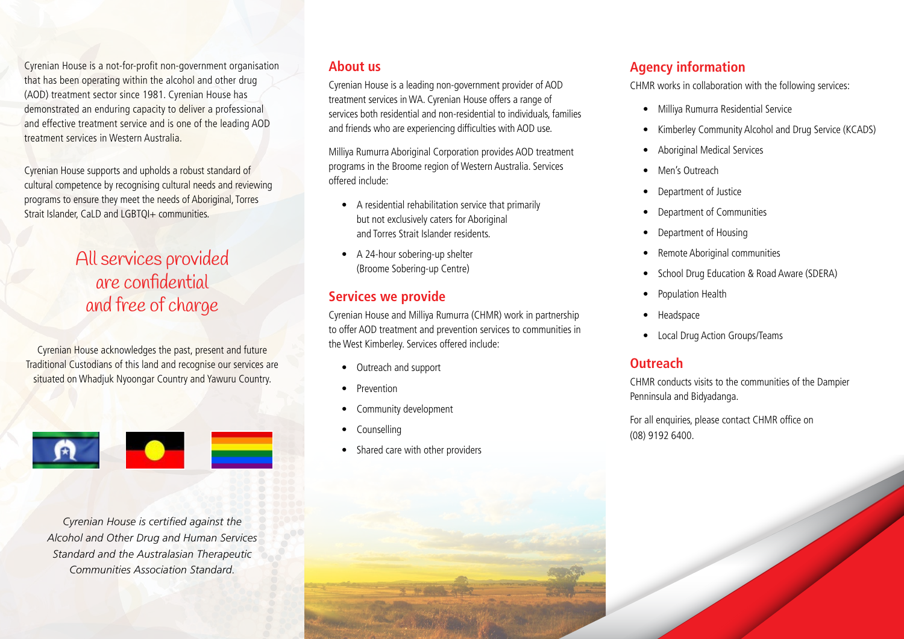Cyrenian House is a not-for-profit non-government organisation that has been operating within the alcohol and other drug (AOD) treatment sector since 1981. Cyrenian House has demonstrated an enduring capacity to deliver a professional and effective treatment service and is one of the leading AOD treatment services in Western Australia.

Cyrenian House supports and upholds a robust standard of cultural competence by recognising cultural needs and reviewing programs to ensure they meet the needs of Aboriginal, Torres Strait Islander, CaLD and LGBTQI+ communities.

All services provided are confidential and free of charge

Cyrenian House acknowledges the past, present and future Traditional Custodians of this land and recognise our services are situated on Whadjuk Nyoongar Country and Yawuru Country.

*Cyrenian House is certified against the Alcohol and Other Drug and Human Services Standard and the Australasian Therapeutic Communities Association Standard.*

## About us

Cyrenian House is a leading non-government provider of AOD treatment services in WA. Cyrenian House offers a range of services both residential and non-residential to individuals, families and friends who are experiencing difficulties with AOD use.

Milliya Rumurra Aboriginal Corporation provides AOD treatment programs in the Broome region of Western Australia. Services offered include:

- A residential rehabilitation service that primarily but not exclusively caters for Aboriginal and Torres Strait Islander residents.
- A 24-hour sobering-up shelter (Broome Sobering-up Centre)

## Services we provide

Cyrenian House and Milliya Rumurra (CHMR) work in partnership to offer AOD treatment and prevention services to communities in the West Kimberley. Services offered include:

- Outreach and support
- Prevention
- Community development
- Counselling
- Shared care with other providers

## Agency information

CHMR works in collaboration with the following services:

- Milliya Rumurra Residential Service
- Kimberley Community Alcohol and Drug Service (KCADS)
- Aboriginal Medical Services
- Men's Outreach
- Department of Justice
- Department of Communities
- Department of Housing
- Remote Aboriginal communities
- School Drug Education & Road Aware (SDERA)
- Population Health
- Headspace
- Local Drug Action Groups/Teams

## Outreach

CHMR conducts visits to the communities of the Dampier Penninsula and Bidyadanga.

For all enquiries, please contact CHMR office on (08) 9192 6400.